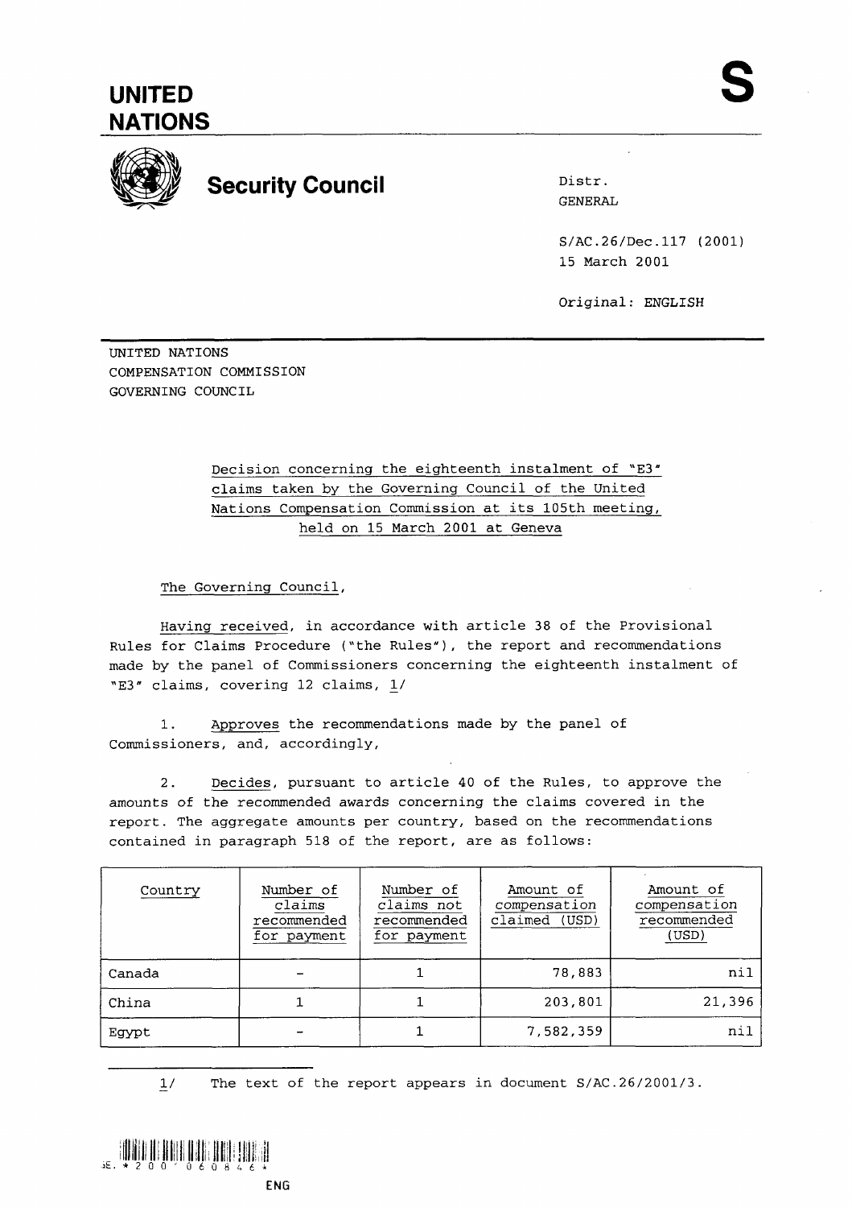# UNITED NATIONS

# S

## Security Council

Distr.
GENERAL

S/AC.26/Dec.117 (2001)
15 March 2001

Original: ENGLISH

UNITED NATIONS
COMPENSATION COMMISSION
GOVERNING COUNCIL

Decision concerning the eighteenth instalment of "E3" claims taken by the Governing Council of the United Nations Compensation Commission at its 105th meeting, held on 15 March 2001 at Geneva

The Governing Council,

Having received, in accordance with article 38 of the Provisional Rules for Claims Procedure ("the Rules"), the report and recommendations made by the panel of Commissioners concerning the eighteenth instalment of "E3" claims, covering 12 claims, 1/

1. Approves the recommendations made by the panel of Commissioners, and, accordingly,

2. Decides, pursuant to article 40 of the Rules, to approve the amounts of the recommended awards concerning the claims covered in the report. The aggregate amounts per country, based on the recommendations contained in paragraph 518 of the report, are as follows:

| Country | Number of claims recommended for payment | Number of claims not recommended for payment | Amount of compensation claimed (USD) | Amount of compensation recommended (USD) |
|---|---|---|---|---|
| Canada | - | 1 | 78,883 | nil |
| China | 1 | 1 | 203,801 | 21,396 |
| Egypt | - | 1 | 7,582,359 | nil |

1/ The text of the report appears in document S/AC.26/2001/3.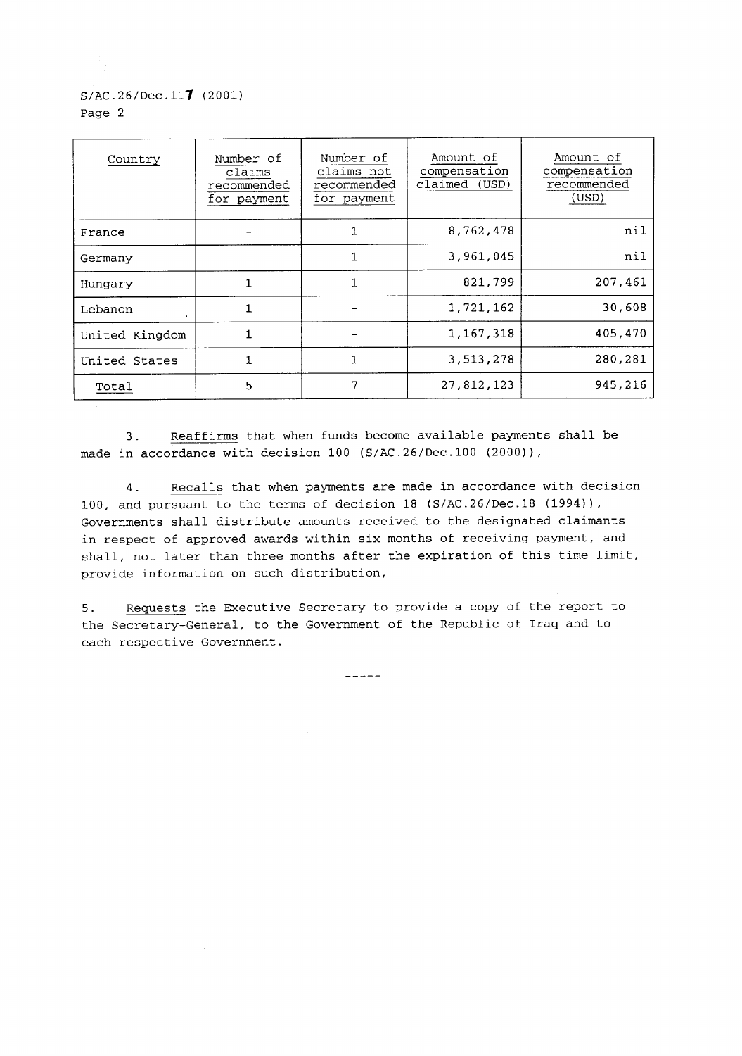| Country | Number of claims recommended for payment | Number of claims not recommended for payment | Amount of compensation claimed (USD) | Amount of compensation recommended (USD) |
|---|---|---|---|---|
| France | - | 1 | 8,762,478 | nil |
| Germany | - | 1 | 3,961,045 | nil |
| Hungary | 1 | 1 | 821,799 | 207,461 |
| Lebanon | 1 | - | 1,721,162 | 30,608 |
| United Kingdom | 1 | - | 1,167,318 | 405,470 |
| United States | 1 | 1 | 3,513,278 | 280,281 |
| Total | 5 | 7 | 27,812,123 | 945,216 |

3. Reaffirms that when funds become available payments shall be made in accordance with decision 100 (S/AC.26/Dec.100 (2000)),

4. Recalls that when payments are made in accordance with decision 100, and pursuant to the terms of decision 18 (S/AC.26/Dec.18 (1994)), Governments shall distribute amounts received to the designated claimants in respect of approved awards within six months of receiving payment, and shall, not later than three months after the expiration of this time limit, provide information on such distribution,

5. Requests the Executive Secretary to provide a copy of the report to the Secretary-General, to the Government of the Republic of Iraq and to each respective Government.

-----